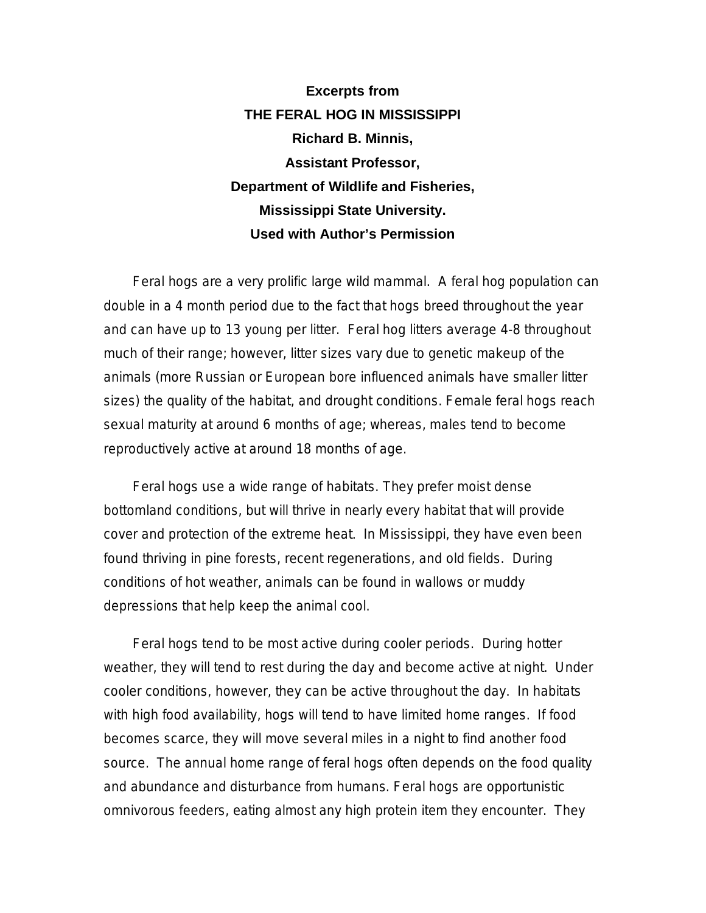**Excerpts from**

# THE FERAL HOG IN MISSISSIPPI

**Richard B. Minnis,**

**Assistant Professor,**

**Department of Wildlife and Fisheries,**

**Mississippi State University.**

**Used with Author's Permission**

Feral hogs are a very prolific large wild mammal. A feral hog population can double in a 4 month period due to the fact that hogs breed throughout the year and can have up to 13 young per litter. Feral hog litters average 4-8 throughout much of their range; however, litter sizes vary due to genetic makeup of the animals (more Russian or European bore influenced animals have smaller litter sizes) the quality of the habitat, and drought conditions. Female feral hogs reach sexual maturity at around 6 months of age; whereas, males tend to become reproductively active at around 18 months of age.

Feral hogs use a wide range of habitats. They prefer moist dense bottomland conditions, but will thrive in nearly every habitat that will provide cover and protection of the extreme heat. In Mississippi, they have even been found thriving in pine forests, recent regenerations, and old fields. During conditions of hot weather, animals can be found in wallows or muddy depressions that help keep the animal cool.

Feral hogs tend to be most active during cooler periods. During hotter weather, they will tend to rest during the day and become active at night. Under cooler conditions, however, they can be active throughout the day. In habitats with high food availability, hogs will tend to have limited home ranges. If food becomes scarce, they will move several miles in a night to find another food source. The annual home range of feral hogs often depends on the food quality and abundance and disturbance from humans. Feral hogs are opportunistic omnivorous feeders, eating almost any high protein item they encounter. They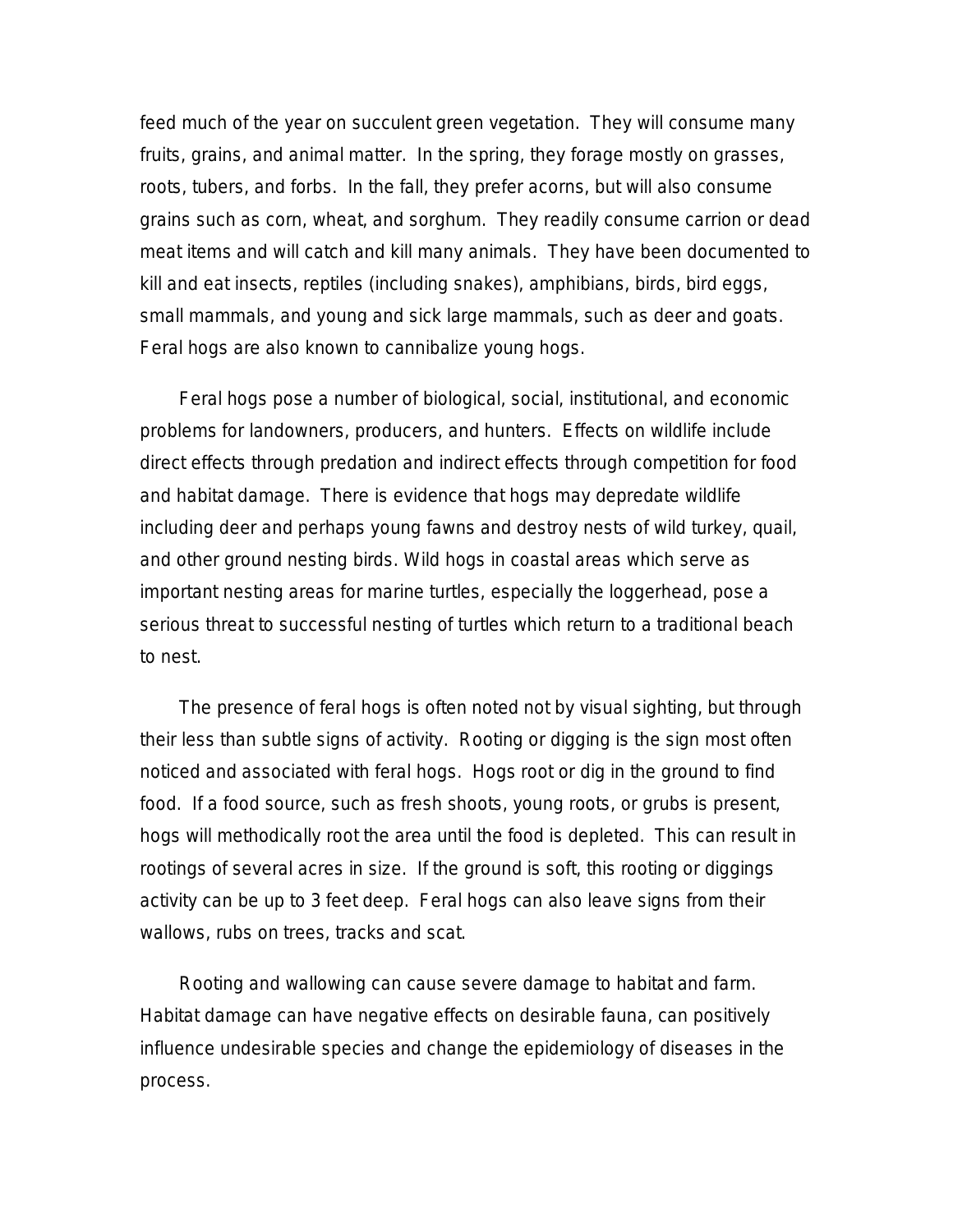feed much of the year on succulent green vegetation. They will consume many fruits, grains, and animal matter. In the spring, they forage mostly on grasses, roots, tubers, and forbs. In the fall, they prefer acorns, but will also consume grains such as corn, wheat, and sorghum. They readily consume carrion or dead meat items and will catch and kill many animals. They have been documented to kill and eat insects, reptiles (including snakes), amphibians, birds, bird eggs, small mammals, and young and sick large mammals, such as deer and goats. Feral hogs are also known to cannibalize young hogs.

Feral hogs pose a number of biological, social, institutional, and economic problems for landowners, producers, and hunters. Effects on wildlife include direct effects through predation and indirect effects through competition for food and habitat damage. There is evidence that hogs may depredate wildlife including deer and perhaps young fawns and destroy nests of wild turkey, quail, and other ground nesting birds. Wild hogs in coastal areas which serve as important nesting areas for marine turtles, especially the loggerhead, pose a serious threat to successful nesting of turtles which return to a traditional beach to nest.

The presence of feral hogs is often noted not by visual sighting, but through their less than subtle signs of activity. Rooting or digging is the sign most often noticed and associated with feral hogs. Hogs root or dig in the ground to find food. If a food source, such as fresh shoots, young roots, or grubs is present, hogs will methodically root the area until the food is depleted. This can result in rootings of several acres in size. If the ground is soft, this rooting or diggings activity can be up to 3 feet deep. Feral hogs can also leave signs from their wallows, rubs on trees, tracks and scat.

Rooting and wallowing can cause severe damage to habitat and farm. Habitat damage can have negative effects on desirable fauna, can positively influence undesirable species and change the epidemiology of diseases in the process.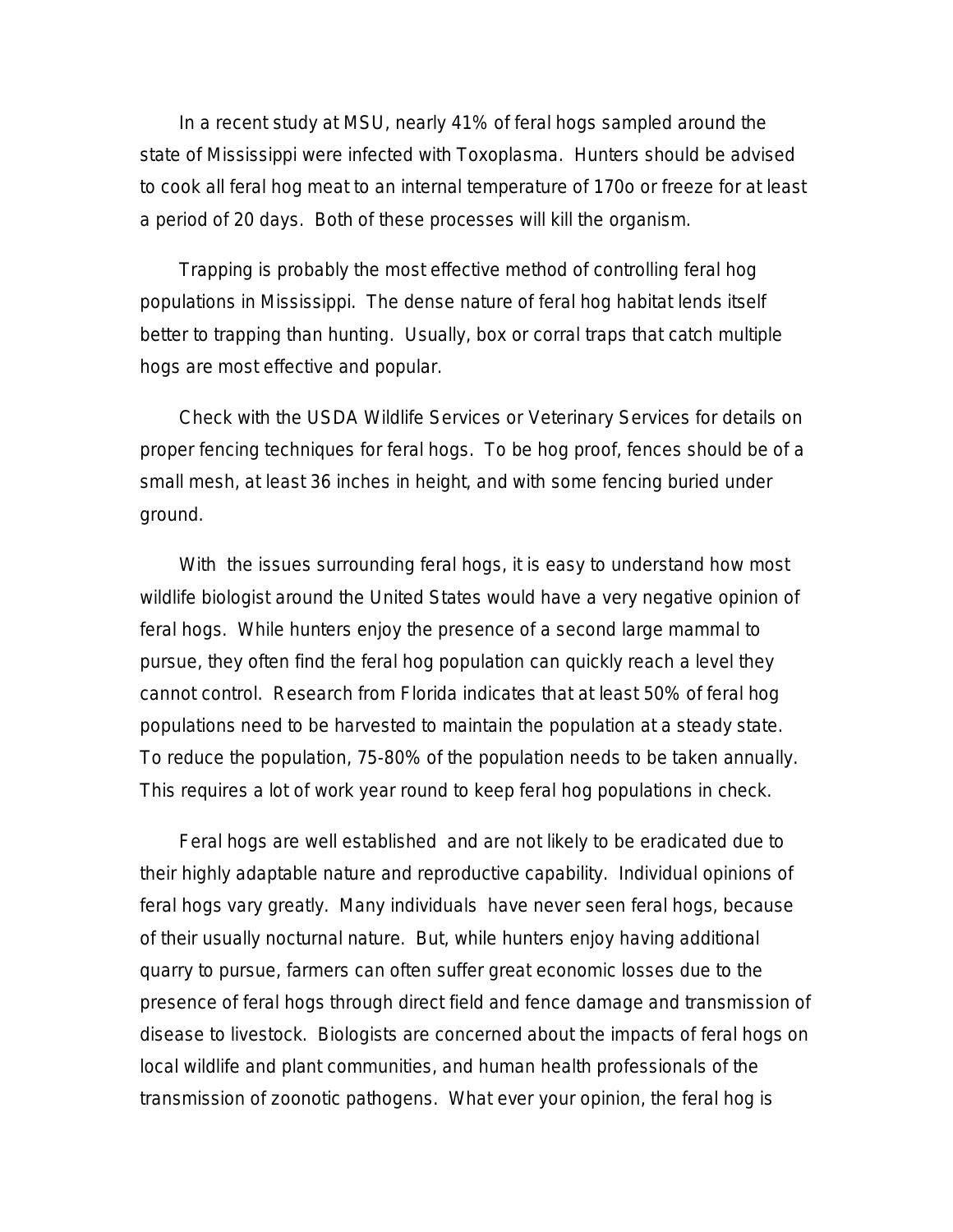In a recent study at MSU, nearly 41% of feral hogs sampled around the state of Mississippi were infected with Toxoplasma. Hunters should be advised to cook all feral hog meat to an internal temperature of 170o or freeze for at least a period of 20 days. Both of these processes will kill the organism.

Trapping is probably the most effective method of controlling feral hog populations in Mississippi. The dense nature of feral hog habitat lends itself better to trapping than hunting. Usually, box or corral traps that catch multiple hogs are most effective and popular.

Check with the USDA Wildlife Services or Veterinary Services for details on proper fencing techniques for feral hogs. To be hog proof, fences should be of a small mesh, at least 36 inches in height, and with some fencing buried under ground.

With the issues surrounding feral hogs, it is easy to understand how most wildlife biologist around the United States would have a very negative opinion of feral hogs. While hunters enjoy the presence of a second large mammal to pursue, they often find the feral hog population can quickly reach a level they cannot control. Research from Florida indicates that at least 50% of feral hog populations need to be harvested to maintain the population at a steady state. To reduce the population, 75-80% of the population needs to be taken annually. This requires a lot of work year round to keep feral hog populations in check.

Feral hogs are well established and are not likely to be eradicated due to their highly adaptable nature and reproductive capability. Individual opinions of feral hogs vary greatly. Many individuals have never seen feral hogs, because of their usually nocturnal nature. But, while hunters enjoy having additional quarry to pursue, farmers can often suffer great economic losses due to the presence of feral hogs through direct field and fence damage and transmission of disease to livestock. Biologists are concerned about the impacts of feral hogs on local wildlife and plant communities, and human health professionals of the transmission of zoonotic pathogens. What ever your opinion, the feral hog is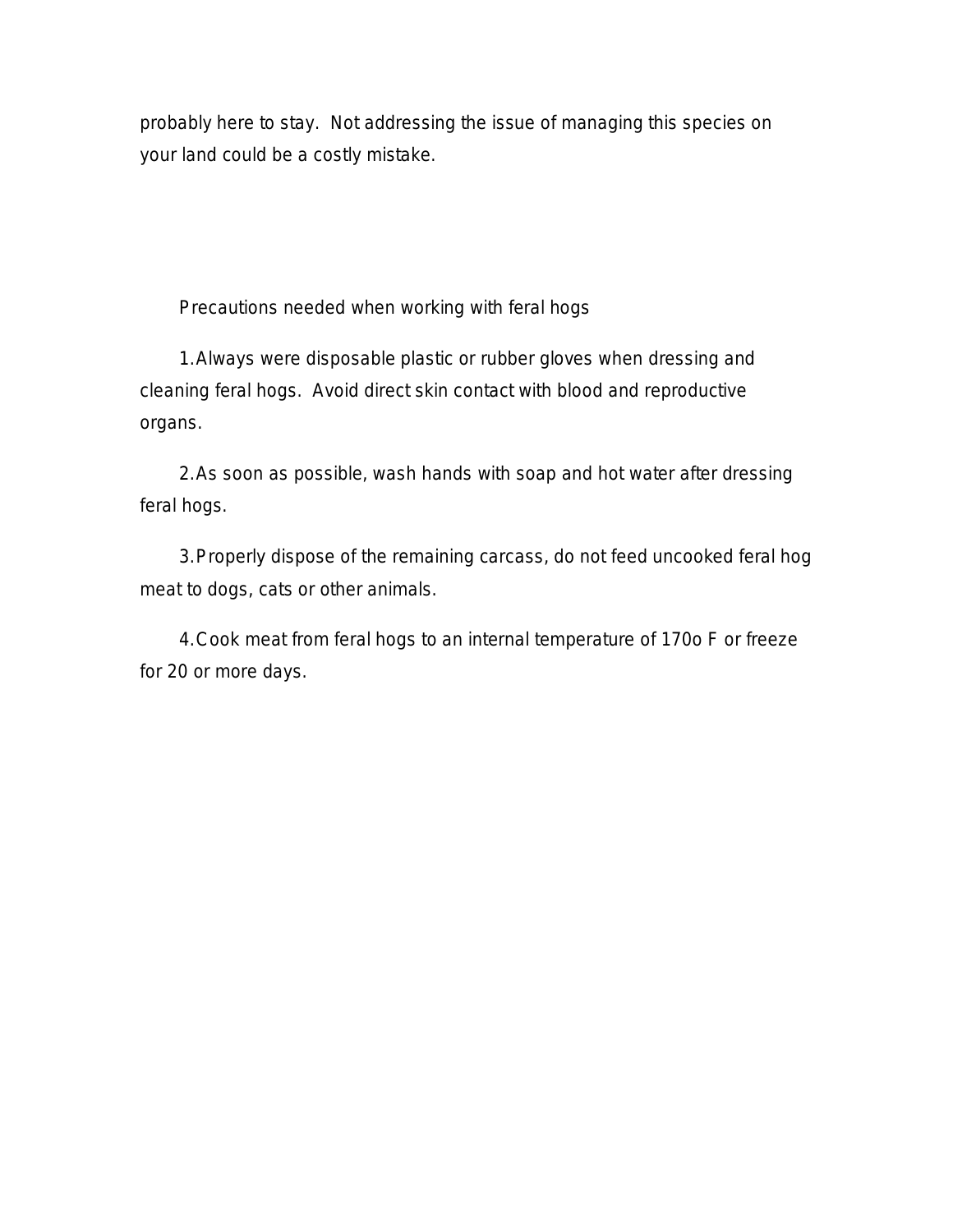probably here to stay. Not addressing the issue of managing this species on your land could be a costly mistake.

Precautions needed when working with feral hogs

1. Always were disposable plastic or rubber gloves when dressing and cleaning feral hogs. Avoid direct skin contact with blood and reproductive organs.

2. As soon as possible, wash hands with soap and hot water after dressing feral hogs.

3. Properly dispose of the remaining carcass, do not feed uncooked feral hog meat to dogs, cats or other animals.

4. Cook meat from feral hogs to an internal temperature of 170o F or freeze for 20 or more days.